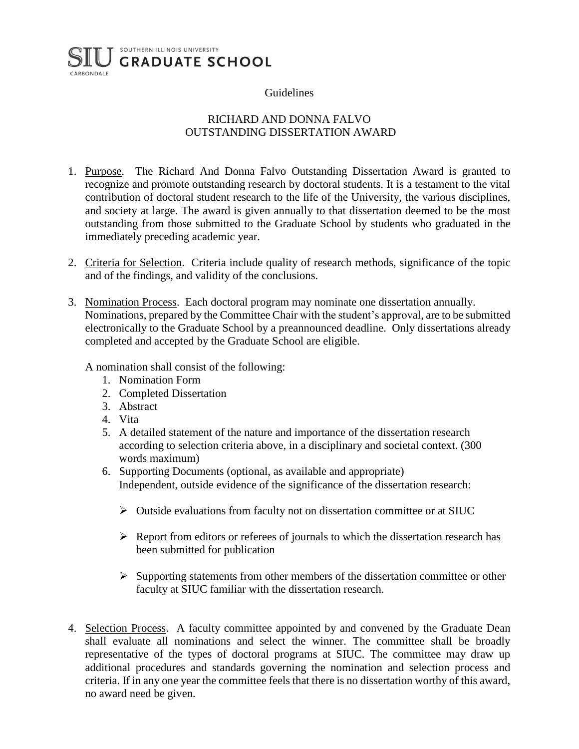SIU SOUTHERN ILLINOIS UNIVERSITY GRADUATE SCHOOL CARBONDALE

Guidelines

# RICHARD AND DONNA FALVO OUTSTANDING DISSERTATION AWARD

1. Purpose. The Richard And Donna Falvo Outstanding Dissertation Award is granted to recognize and promote outstanding research by doctoral students. It is a testament to the vital contribution of doctoral student research to the life of the University, the various disciplines, and society at large. The award is given annually to that dissertation deemed to be the most outstanding from those submitted to the Graduate School by students who graduated in the immediately preceding academic year.

2. Criteria for Selection. Criteria include quality of research methods, significance of the topic and of the findings, and validity of the conclusions.

3. Nomination Process. Each doctoral program may nominate one dissertation annually. Nominations, prepared by the Committee Chair with the student's approval, are to be submitted electronically to the Graduate School by a preannounced deadline. Only dissertations already completed and accepted by the Graduate School are eligible.

   A nomination shall consist of the following:
   1. Nomination Form
   2. Completed Dissertation
   3. Abstract
   4. Vita
   5. A detailed statement of the nature and importance of the dissertation research according to selection criteria above, in a disciplinary and societal context. (300 words maximum)
   6. Supporting Documents (optional, as available and appropriate)
      Independent, outside evidence of the significance of the dissertation research:
      - Outside evaluations from faculty not on dissertation committee or at SIUC
      - Report from editors or referees of journals to which the dissertation research has been submitted for publication
      - Supporting statements from other members of the dissertation committee or other faculty at SIUC familiar with the dissertation research.

4. Selection Process. A faculty committee appointed by and convened by the Graduate Dean shall evaluate all nominations and select the winner. The committee shall be broadly representative of the types of doctoral programs at SIUC. The committee may draw up additional procedures and standards governing the nomination and selection process and criteria. If in any one year the committee feels that there is no dissertation worthy of this award, no award need be given.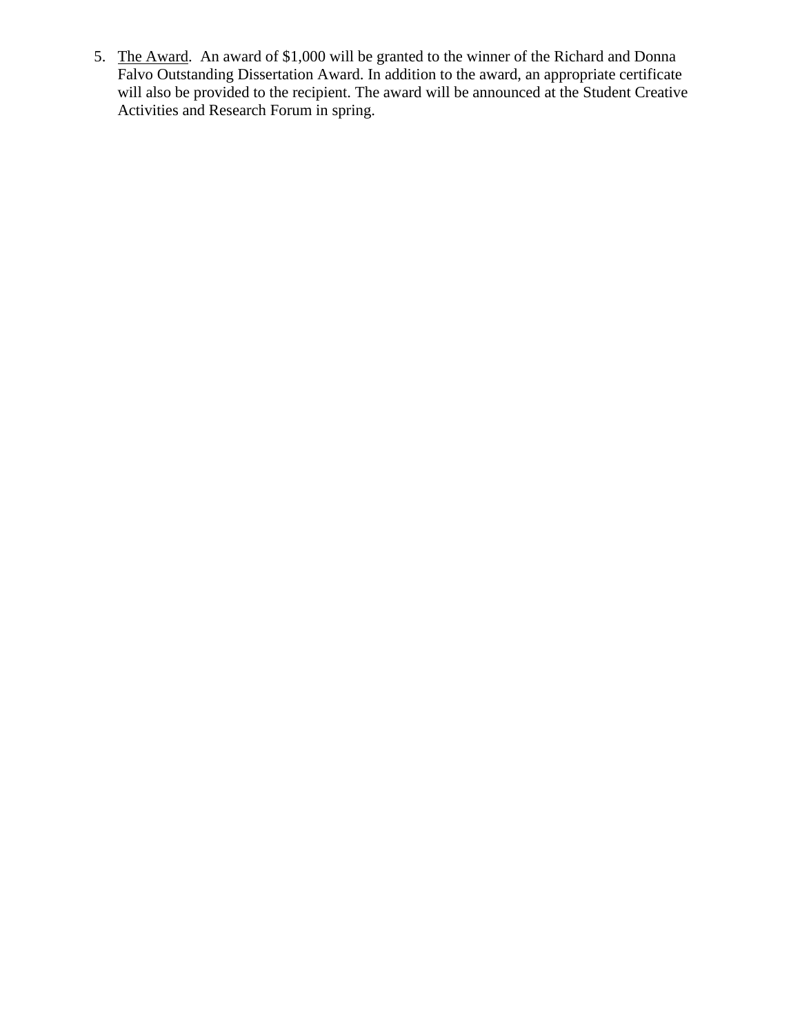5. <u>The Award</u>. An award of $1,000 will be granted to the winner of the Richard and Donna Falvo Outstanding Dissertation Award. In addition to the award, an appropriate certificate will also be provided to the recipient. The award will be announced at the Student Creative Activities and Research Forum in spring.